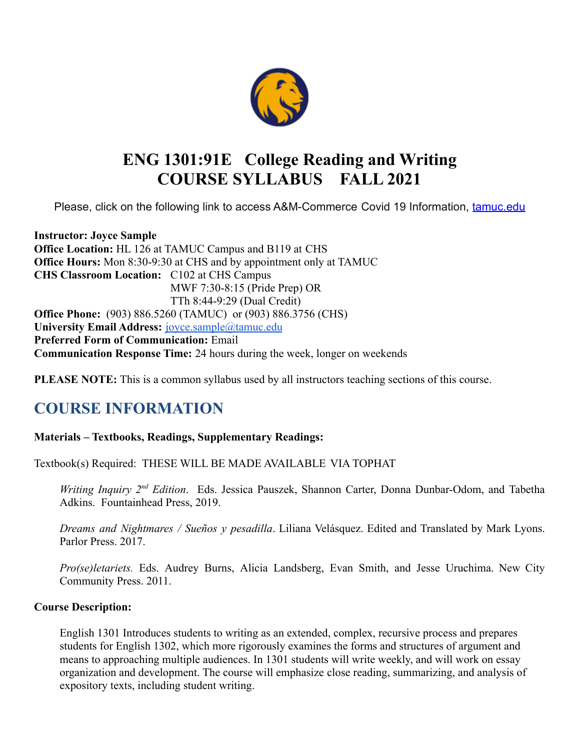# ENG 1301:91E College Reading and Writing
# COURSE SYLLABUS FALL 2021

Please, click on the following link to access A&M-Commerce Covid 19 Information, [tamuc.edu](tamuc.edu)

**Instructor: Joyce Sample**
**Office Location:** HL 126 at TAMUC Campus and B119 at CHS
**Office Hours:** Mon 8:30-9:30 at CHS and by appointment only at TAMUC
**CHS Classroom Location:** C102 at CHS Campus
MWF 7:30-8:15 (Pride Prep) OR
TTh 8:44-9:29 (Dual Credit)
**Office Phone:** (903) 886.5260 (TAMUC) or (903) 886.3756 (CHS)
**University Email Address:** [joyce.sample@tamuc.edu](mailto:joyce.sample@tamuc.edu)
**Preferred Form of Communication:** Email
**Communication Response Time:** 24 hours during the week, longer on weekends

**PLEASE NOTE:** This is a common syllabus used by all instructors teaching sections of this course.

## COURSE INFORMATION

**Materials – Textbooks, Readings, Supplementary Readings:**

Textbook(s) Required: THESE WILL BE MADE AVAILABLE VIA TOPHAT

*Writing Inquiry 2nd Edition*. Eds. Jessica Pauszek, Shannon Carter, Donna Dunbar-Odom, and Tabetha Adkins. Fountainhead Press, 2019.

*Dreams and Nightmares / Sueños y pesadilla*. Liliana Velásquez. Edited and Translated by Mark Lyons. Parlor Press. 2017.

*Pro(se)letariets.* Eds. Audrey Burns, Alicia Landsberg, Evan Smith, and Jesse Uruchima. New City Community Press. 2011.

**Course Description:**

English 1301 Introduces students to writing as an extended, complex, recursive process and prepares students for English 1302, which more rigorously examines the forms and structures of argument and means to approaching multiple audiences. In 1301 students will write weekly, and will work on essay organization and development. The course will emphasize close reading, summarizing, and analysis of expository texts, including student writing.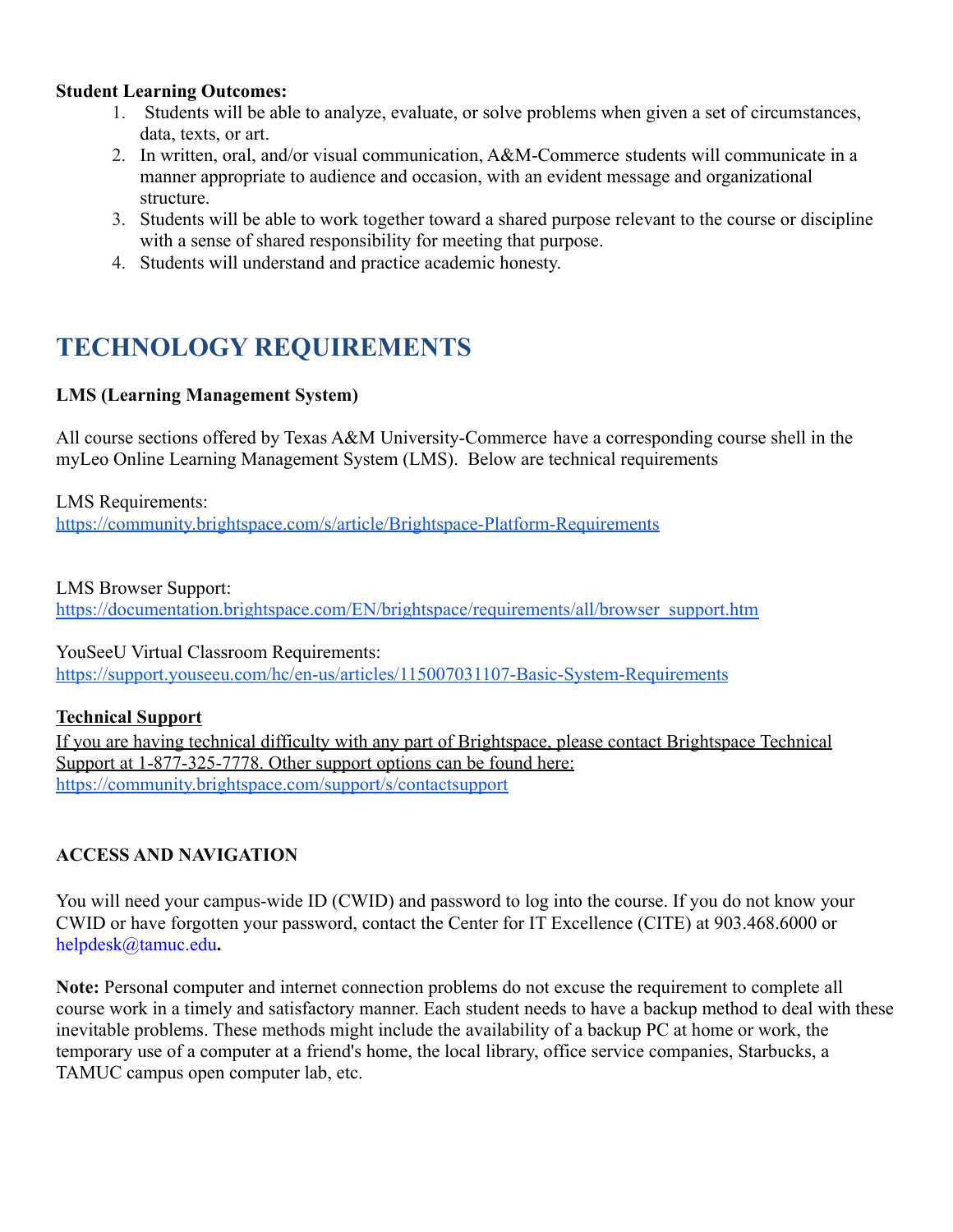**Student Learning Outcomes:**

1. Students will be able to analyze, evaluate, or solve problems when given a set of circumstances, data, texts, or art.
2. In written, oral, and/or visual communication, A&M-Commerce students will communicate in a manner appropriate to audience and occasion, with an evident message and organizational structure.
3. Students will be able to work together toward a shared purpose relevant to the course or discipline with a sense of shared responsibility for meeting that purpose.
4. Students will understand and practice academic honesty.

## TECHNOLOGY REQUIREMENTS

**LMS (Learning Management System)**

All course sections offered by Texas A&M University-Commerce have a corresponding course shell in the myLeo Online Learning Management System (LMS). Below are technical requirements

LMS Requirements:
https://community.brightspace.com/s/article/Brightspace-Platform-Requirements

LMS Browser Support:
https://documentation.brightspace.com/EN/brightspace/requirements/all/browser_support.htm

YouSeeU Virtual Classroom Requirements:
https://support.youseeu.com/hc/en-us/articles/115007031107-Basic-System-Requirements

**Technical Support**

If you are having technical difficulty with any part of Brightspace, please contact Brightspace Technical Support at 1-877-325-7778. Other support options can be found here:
https://community.brightspace.com/support/s/contactsupport

**ACCESS AND NAVIGATION**

You will need your campus-wide ID (CWID) and password to log into the course. If you do not know your CWID or have forgotten your password, contact the Center for IT Excellence (CITE) at 903.468.6000 or helpdesk@tamuc.edu**.**

**Note:** Personal computer and internet connection problems do not excuse the requirement to complete all course work in a timely and satisfactory manner. Each student needs to have a backup method to deal with these inevitable problems. These methods might include the availability of a backup PC at home or work, the temporary use of a computer at a friend's home, the local library, office service companies, Starbucks, a TAMUC campus open computer lab, etc.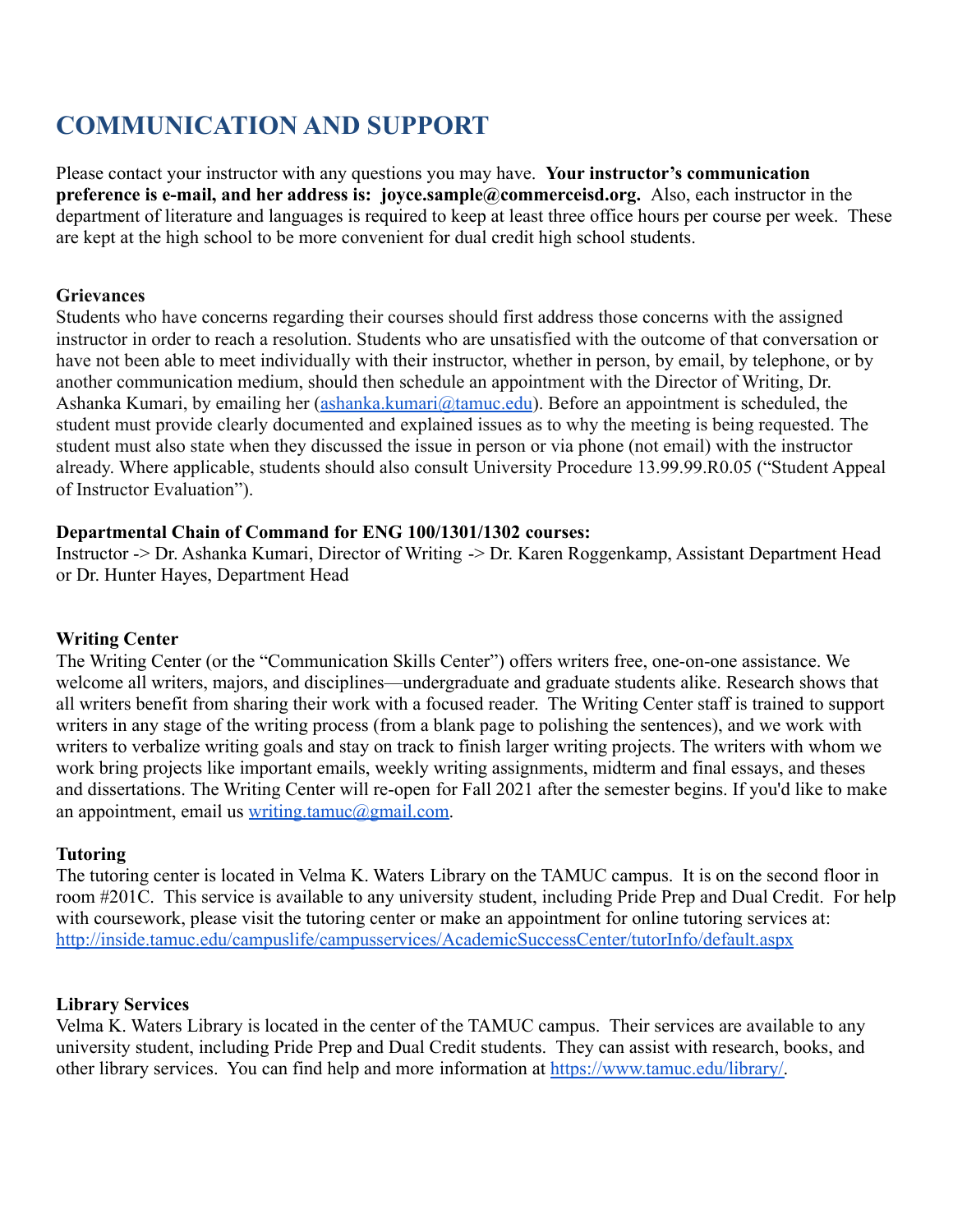# COMMUNICATION AND SUPPORT

Please contact your instructor with any questions you may have. **Your instructor's communication preference is e-mail, and her address is: joyce.sample@commerceisd.org.** Also, each instructor in the department of literature and languages is required to keep at least three office hours per course per week. These are kept at the high school to be more convenient for dual credit high school students.

**Grievances**

Students who have concerns regarding their courses should first address those concerns with the assigned instructor in order to reach a resolution. Students who are unsatisfied with the outcome of that conversation or have not been able to meet individually with their instructor, whether in person, by email, by telephone, or by another communication medium, should then schedule an appointment with the Director of Writing, Dr. Ashanka Kumari, by emailing her ([ashanka.kumari@tamuc.edu](mailto:ashanka.kumari@tamuc.edu)). Before an appointment is scheduled, the student must provide clearly documented and explained issues as to why the meeting is being requested. The student must also state when they discussed the issue in person or via phone (not email) with the instructor already. Where applicable, students should also consult University Procedure 13.99.99.R0.05 ("Student Appeal of Instructor Evaluation").

**Departmental Chain of Command for ENG 100/1301/1302 courses:**

Instructor -> Dr. Ashanka Kumari, Director of Writing -> Dr. Karen Roggenkamp, Assistant Department Head or Dr. Hunter Hayes, Department Head

**Writing Center**

The Writing Center (or the "Communication Skills Center") offers writers free, one-on-one assistance. We welcome all writers, majors, and disciplines—undergraduate and graduate students alike. Research shows that all writers benefit from sharing their work with a focused reader. The Writing Center staff is trained to support writers in any stage of the writing process (from a blank page to polishing the sentences), and we work with writers to verbalize writing goals and stay on track to finish larger writing projects. The writers with whom we work bring projects like important emails, weekly writing assignments, midterm and final essays, and theses and dissertations. The Writing Center will re-open for Fall 2021 after the semester begins. If you'd like to make an appointment, email us [writing.tamuc@gmail.com](mailto:writing.tamuc@gmail.com).

**Tutoring**

The tutoring center is located in Velma K. Waters Library on the TAMUC campus. It is on the second floor in room #201C. This service is available to any university student, including Pride Prep and Dual Credit. For help with coursework, please visit the tutoring center or make an appointment for online tutoring services at: [http://inside.tamuc.edu/campuslife/campusservices/AcademicSuccessCenter/tutorInfo/default.aspx](http://inside.tamuc.edu/campuslife/campusservices/AcademicSuccessCenter/tutorInfo/default.aspx)

**Library Services**

Velma K. Waters Library is located in the center of the TAMUC campus. Their services are available to any university student, including Pride Prep and Dual Credit students. They can assist with research, books, and other library services. You can find help and more information at [https://www.tamuc.edu/library/](https://www.tamuc.edu/library/).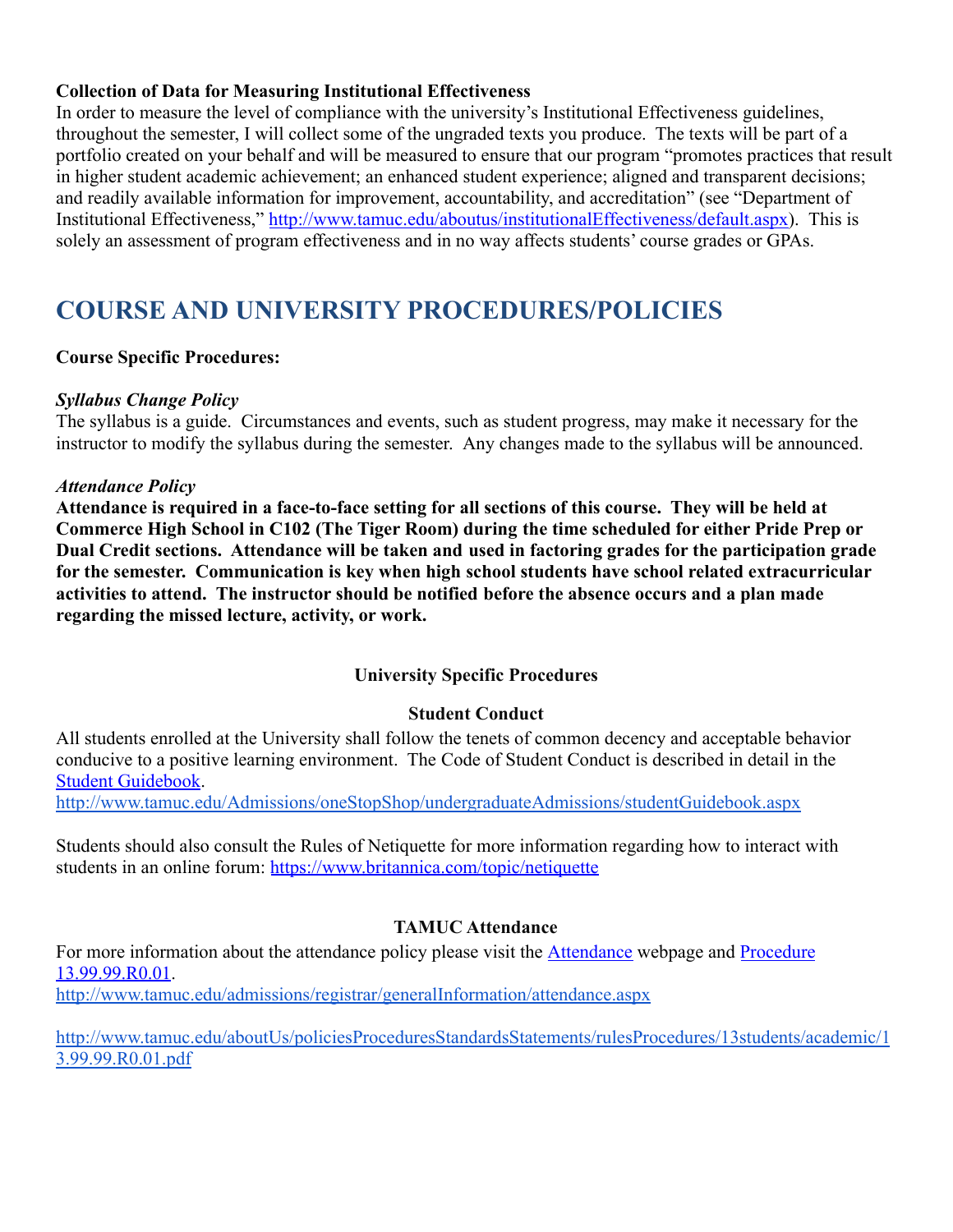**Collection of Data for Measuring Institutional Effectiveness**

In order to measure the level of compliance with the university's Institutional Effectiveness guidelines, throughout the semester, I will collect some of the ungraded texts you produce. The texts will be part of a portfolio created on your behalf and will be measured to ensure that our program "promotes practices that result in higher student academic achievement; an enhanced student experience; aligned and transparent decisions; and readily available information for improvement, accountability, and accreditation" (see "Department of Institutional Effectiveness," http://www.tamuc.edu/aboutus/institutionalEffectiveness/default.aspx). This is solely an assessment of program effectiveness and in no way affects students' course grades or GPAs.

# COURSE AND UNIVERSITY PROCEDURES/POLICIES

**Course Specific Procedures:**

***Syllabus Change Policy***

The syllabus is a guide. Circumstances and events, such as student progress, may make it necessary for the instructor to modify the syllabus during the semester. Any changes made to the syllabus will be announced.

***Attendance Policy***

**Attendance is required in a face-to-face setting for all sections of this course. They will be held at Commerce High School in C102 (The Tiger Room) during the time scheduled for either Pride Prep or Dual Credit sections. Attendance will be taken and used in factoring grades for the participation grade for the semester. Communication is key when high school students have school related extracurricular activities to attend. The instructor should be notified before the absence occurs and a plan made regarding the missed lecture, activity, or work.**

**University Specific Procedures**

**Student Conduct**

All students enrolled at the University shall follow the tenets of common decency and acceptable behavior conducive to a positive learning environment. The Code of Student Conduct is described in detail in the Student Guidebook.
http://www.tamuc.edu/Admissions/oneStopShop/undergraduateAdmissions/studentGuidebook.aspx

Students should also consult the Rules of Netiquette for more information regarding how to interact with students in an online forum: https://www.britannica.com/topic/netiquette

**TAMUC Attendance**

For more information about the attendance policy please visit the Attendance webpage and Procedure 13.99.99.R0.01.
http://www.tamuc.edu/admissions/registrar/generalInformation/attendance.aspx

http://www.tamuc.edu/aboutUs/policiesProceduresStandardsStatements/rulesProcedures/13students/academic/13.99.99.R0.01.pdf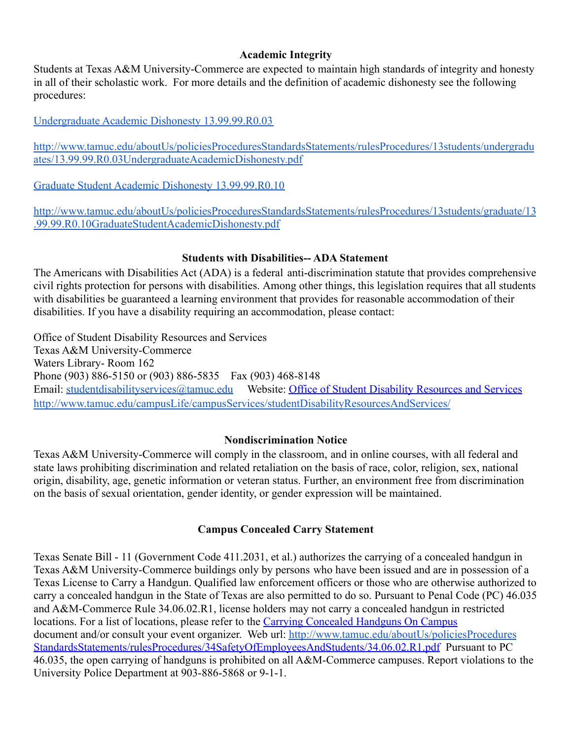## Academic Integrity

Students at Texas A&M University-Commerce are expected to maintain high standards of integrity and honesty in all of their scholastic work. For more details and the definition of academic dishonesty see the following procedures:

[Undergraduate Academic Dishonesty 13.99.99.R0.03](http://www.tamuc.edu/aboutUs/policiesProceduresStandardsStatements/rulesProcedures/13students/undergraduates/13.99.99.R0.03UndergraduateAcademicDishonesty.pdf)

http://www.tamuc.edu/aboutUs/policiesProceduresStandardsStatements/rulesProcedures/13students/undergraduates/13.99.99.R0.03UndergraduateAcademicDishonesty.pdf

[Graduate Student Academic Dishonesty 13.99.99.R0.10](http://www.tamuc.edu/aboutUs/policiesProceduresStandardsStatements/rulesProcedures/13students/graduate/13.99.99.R0.10GraduateStudentAcademicDishonesty.pdf)

http://www.tamuc.edu/aboutUs/policiesProceduresStandardsStatements/rulesProcedures/13students/graduate/13.99.99.R0.10GraduateStudentAcademicDishonesty.pdf

## Students with Disabilities-- ADA Statement

The Americans with Disabilities Act (ADA) is a federal anti-discrimination statute that provides comprehensive civil rights protection for persons with disabilities. Among other things, this legislation requires that all students with disabilities be guaranteed a learning environment that provides for reasonable accommodation of their disabilities. If you have a disability requiring an accommodation, please contact:

Office of Student Disability Resources and Services
Texas A&M University-Commerce
Waters Library- Room 162
Phone (903) 886-5150 or (903) 886-5835 Fax (903) 468-8148
Email: studentdisabilityservices@tamuc.edu Website: [Office of Student Disability Resources and Services](http://www.tamuc.edu/campusLife/campusServices/studentDisabilityResourcesAndServices/)
http://www.tamuc.edu/campusLife/campusServices/studentDisabilityResourcesAndServices/

## Nondiscrimination Notice

Texas A&M University-Commerce will comply in the classroom, and in online courses, with all federal and state laws prohibiting discrimination and related retaliation on the basis of race, color, religion, sex, national origin, disability, age, genetic information or veteran status. Further, an environment free from discrimination on the basis of sexual orientation, gender identity, or gender expression will be maintained.

## Campus Concealed Carry Statement

Texas Senate Bill - 11 (Government Code 411.2031, et al.) authorizes the carrying of a concealed handgun in Texas A&M University-Commerce buildings only by persons who have been issued and are in possession of a Texas License to Carry a Handgun. Qualified law enforcement officers or those who are otherwise authorized to carry a concealed handgun in the State of Texas are also permitted to do so. Pursuant to Penal Code (PC) 46.035 and A&M-Commerce Rule 34.06.02.R1, license holders may not carry a concealed handgun in restricted locations. For a list of locations, please refer to the [Carrying Concealed Handguns On Campus](http://www.tamuc.edu/aboutUs/policiesProceduresStandardsStatements/rulesProcedures/34SafetyOfEmployeesAndStudents/34.06.02.R1.pdf) document and/or consult your event organizer. Web url: http://www.tamuc.edu/aboutUs/policiesProceduresStandardsStatements/rulesProcedures/34SafetyOfEmployeesAndStudents/34.06.02.R1.pdf Pursuant to PC 46.035, the open carrying of handguns is prohibited on all A&M-Commerce campuses. Report violations to the University Police Department at 903-886-5868 or 9-1-1.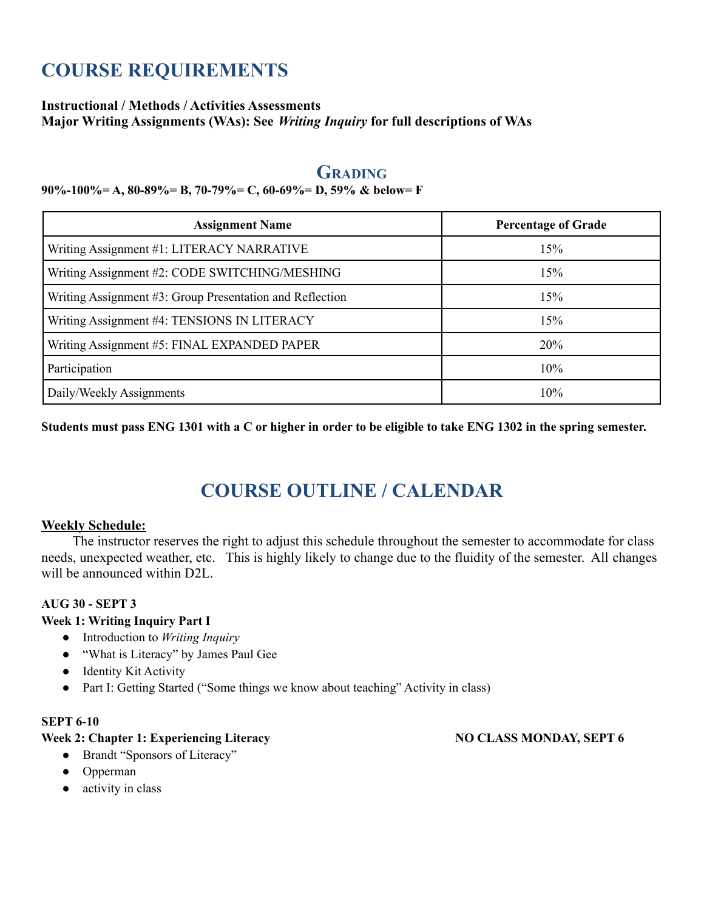# COURSE REQUIREMENTS

**Instructional / Methods / Activities Assessments**
**Major Writing Assignments (WAs): See *Writing Inquiry* for full descriptions of WAs**

## GRADING

**90%-100%= A, 80-89%= B, 70-79%= C, 60-69%= D, 59% & below= F**

| Assignment Name | Percentage of Grade |
|---|---|
| Writing Assignment #1: LITERACY NARRATIVE | 15% |
| Writing Assignment #2: CODE SWITCHING/MESHING | 15% |
| Writing Assignment #3: Group Presentation and Reflection | 15% |
| Writing Assignment #4: TENSIONS IN LITERACY | 15% |
| Writing Assignment #5: FINAL EXPANDED PAPER | 20% |
| Participation | 10% |
| Daily/Weekly Assignments | 10% |

**Students must pass ENG 1301 with a C or higher in order to be eligible to take ENG 1302 in the spring semester.**

# COURSE OUTLINE / CALENDAR

**Weekly Schedule:**

The instructor reserves the right to adjust this schedule throughout the semester to accommodate for class needs, unexpected weather, etc. This is highly likely to change due to the fluidity of the semester. All changes will be announced within D2L.

**AUG 30 - SEPT 3**
**Week 1: Writing Inquiry Part I**

- Introduction to *Writing Inquiry*
- "What is Literacy" by James Paul Gee
- Identity Kit Activity
- Part I: Getting Started ("Some things we know about teaching" Activity in class)

**SEPT 6-10**
**Week 2: Chapter 1: Experiencing Literacy** **NO CLASS MONDAY, SEPT 6**

- Brandt "Sponsors of Literacy"
- Opperman
- activity in class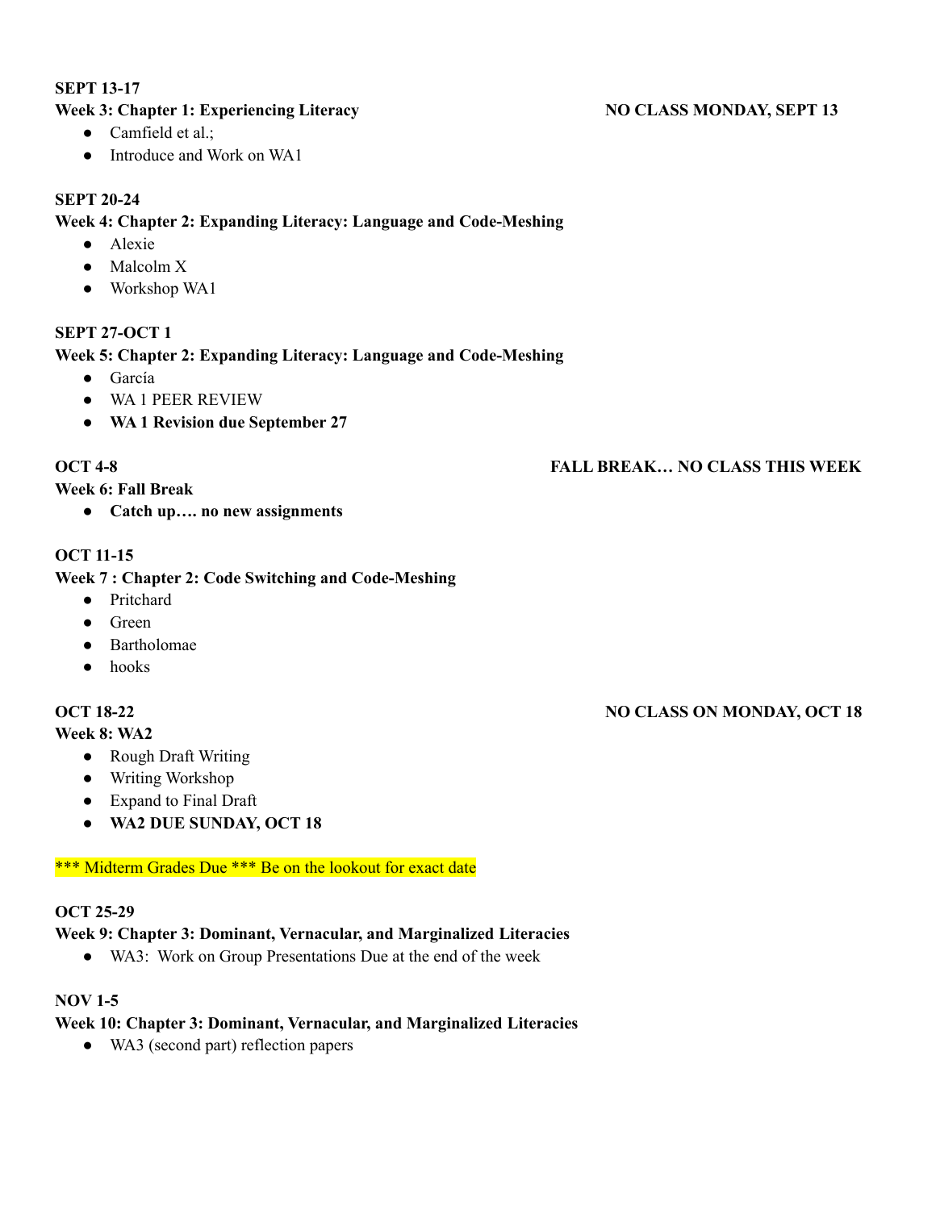**SEPT 13-17**

**Week 3: Chapter 1: Experiencing Literacy** **NO CLASS MONDAY, SEPT 13**

- Camfield et al.;
- Introduce and Work on WA1

**SEPT 20-24**

**Week 4: Chapter 2: Expanding Literacy: Language and Code-Meshing**

- Alexie
- Malcolm X
- Workshop WA1

**SEPT 27-OCT 1**

**Week 5: Chapter 2: Expanding Literacy: Language and Code-Meshing**

- García
- WA 1 PEER REVIEW
- **WA 1 Revision due September 27**

**OCT 4-8** **FALL BREAK… NO CLASS THIS WEEK**

**Week 6: Fall Break**

- **Catch up…. no new assignments**

**OCT 11-15**

**Week 7 : Chapter 2: Code Switching and Code-Meshing**

- Pritchard
- Green
- Bartholomae
- hooks

**OCT 18-22** **NO CLASS ON MONDAY, OCT 18**

**Week 8: WA2**

- Rough Draft Writing
- Writing Workshop
- Expand to Final Draft
- **WA2 DUE SUNDAY, OCT 18**

*** Midterm Grades Due *** Be on the lookout for exact date

**OCT 25-29**

**Week 9: Chapter 3: Dominant, Vernacular, and Marginalized Literacies**

- WA3: Work on Group Presentations Due at the end of the week

**NOV 1-5**

**Week 10: Chapter 3: Dominant, Vernacular, and Marginalized Literacies**

- WA3 (second part) reflection papers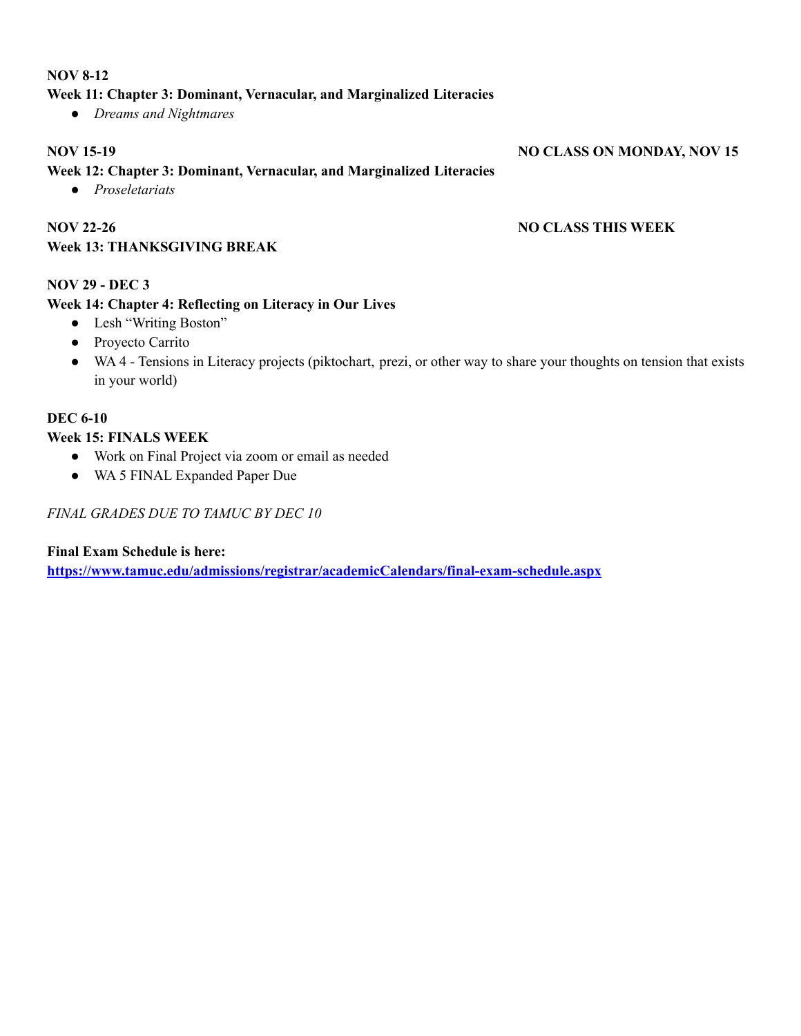**NOV 8-12**

**Week 11: Chapter 3: Dominant, Vernacular, and Marginalized Literacies**

- *Dreams and Nightmares*

**NOV 15-19** **NO CLASS ON MONDAY, NOV 15**

**Week 12: Chapter 3: Dominant, Vernacular, and Marginalized Literacies**

- *Proseletariats*

**NOV 22-26** **NO CLASS THIS WEEK**

**Week 13: THANKSGIVING BREAK**

**NOV 29 - DEC 3**

**Week 14: Chapter 4: Reflecting on Literacy in Our Lives**

- Lesh "Writing Boston"
- Proyecto Carrito
- WA 4 - Tensions in Literacy projects (piktochart, prezi, or other way to share your thoughts on tension that exists in your world)

**DEC 6-10**

**Week 15: FINALS WEEK**

- Work on Final Project via zoom or email as needed
- WA 5 FINAL Expanded Paper Due

*FINAL GRADES DUE TO TAMUC BY DEC 10*

**Final Exam Schedule is here:**
**https://www.tamuc.edu/admissions/registrar/academicCalendars/final-exam-schedule.aspx**